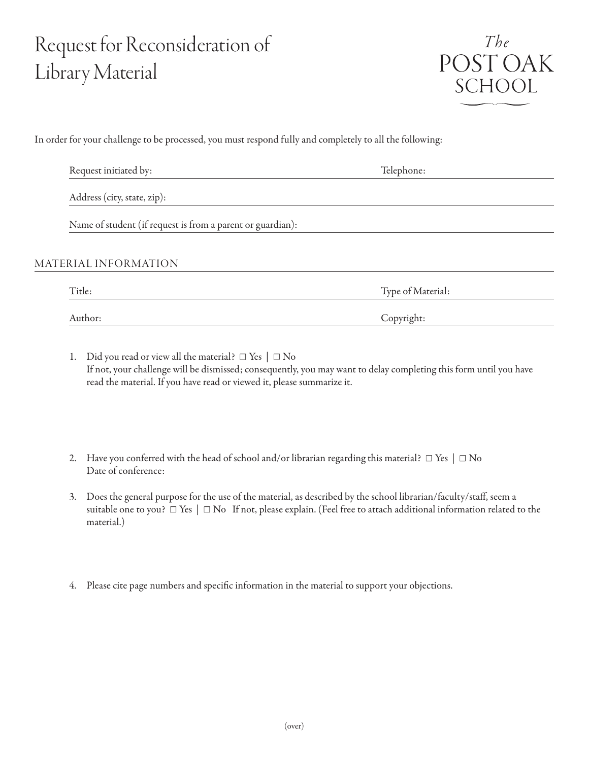# Request for Reconsideration of Library Material

The POST OAK SCHOOL

In order for your challenge to be processed, you must respond fully and completely to all the following:

Request initiated by: ______________________ Telephone: ______________________

Address (city, state, zip): ______________________

Name of student (if request is from a parent or guardian): ______________________

## MATERIAL INFORMATION

Title: ______________________ Type of Material: ______________________

Author: ______________________ Copyright: ______________________

1. Did you read or view all the material? ☐ Yes | ☐ No
   If not, your challenge will be dismissed; consequently, you may want to delay completing this form until you have read the material. If you have read or viewed it, please summarize it.

2. Have you conferred with the head of school and/or librarian regarding this material? ☐ Yes | ☐ No
   Date of conference:

3. Does the general purpose for the use of the material, as described by the school librarian/faculty/staff, seem a suitable one to you? ☐ Yes | ☐ No If not, please explain. (Feel free to attach additional information related to the material.)

4. Please cite page numbers and specific information in the material to support your objections.

(over)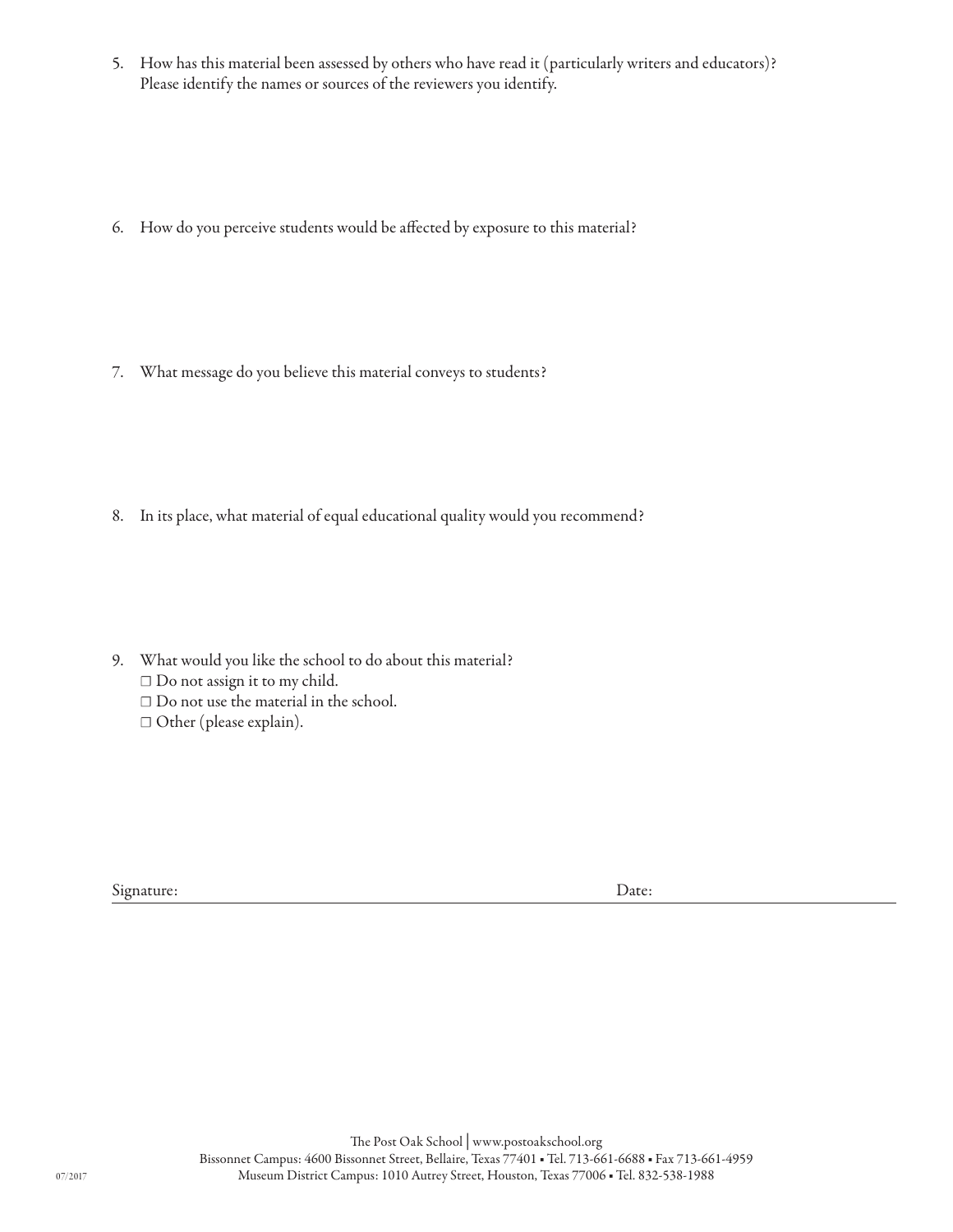5. How has this material been assessed by others who have read it (particularly writers and educators)? Please identify the names or sources of the reviewers you identify.

6. How do you perceive students would be affected by exposure to this material?

7. What message do you believe this material conveys to students?

8. In its place, what material of equal educational quality would you recommend?

9. What would you like the school to do about this material?
   - ☐ Do not assign it to my child.
   - ☐ Do not use the material in the school.
   - ☐ Other (please explain).

Signature: Date:

The Post Oak School | www.postoakschool.org
Bissonnet Campus: 4600 Bissonnet Street, Bellaire, Texas 77401 ▪ Tel. 713-661-6688 ▪ Fax 713-661-4959
Museum District Campus: 1010 Autrey Street, Houston, Texas 77006 ▪ Tel. 832-538-1988

07/2017